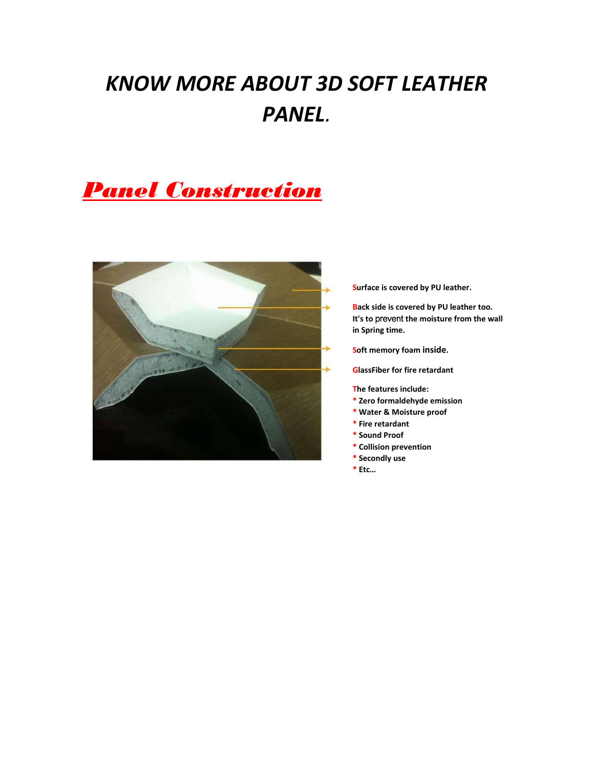# *KNOW MORE ABOUT 3D SOFT LEATHER PANEL.*

## ***Panel Construction***

**Surface is covered by PU leather.**

**Back side is covered by PU leather too. It's to prevent the moisture from the wall in Spring time.**

**Soft memory foam inside.**

**GlassFiber for fire retardant**

**The features include:**

- **Zero formaldehyde emission**
- **Water & Moisture proof**
- **Fire retardant**
- **Sound Proof**
- **Collision prevention**
- **Secondly use**
- **Etc…**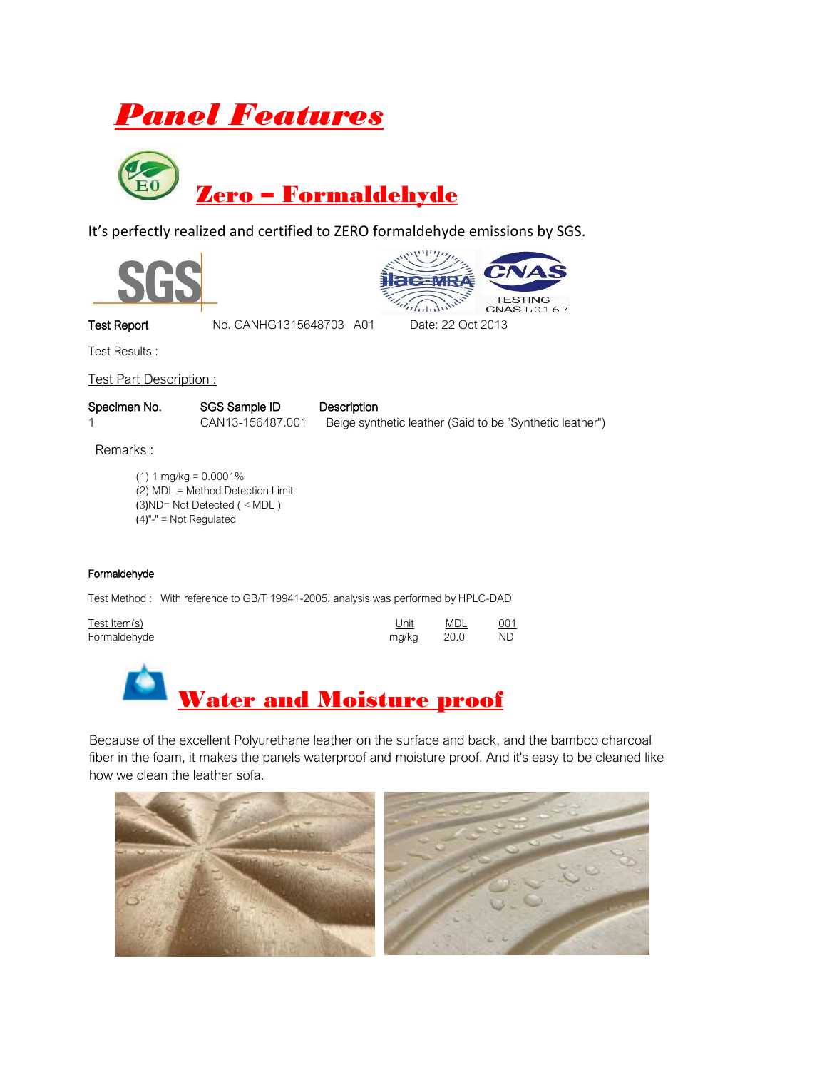# Panel Features

## Zero – Formaldehyde

It's perfectly realized and certified to ZERO formaldehyde emissions by SGS.

**Test Report** No. CANHG1315648703 A01 Date: 22 Oct 2013

Test Results :

Test Part Description :

| Specimen No. | SGS Sample ID | Description |
|---|---|---|
| 1 | CAN13-156487.001 | Beige synthetic leather (Said to be "Synthetic leather") |

Remarks :

(1) 1 mg/kg = 0.0001%
(2) MDL = Method Detection Limit
(3)ND= Not Detected ( < MDL )
(4)"-" = Not Regulated

**Formaldehyde**

Test Method : With reference to GB/T 19941-2005, analysis was performed by HPLC-DAD

| Test Item(s) | Unit | MDL | 001 |
|---|---|---|---|
| Formaldehyde | mg/kg | 20.0 | ND |

## Water and Moisture proof

Because of the excellent Polyurethane leather on the surface and back, and the bamboo charcoal fiber in the foam, it makes the panels waterproof and moisture proof. And it's easy to be cleaned like how we clean the leather sofa.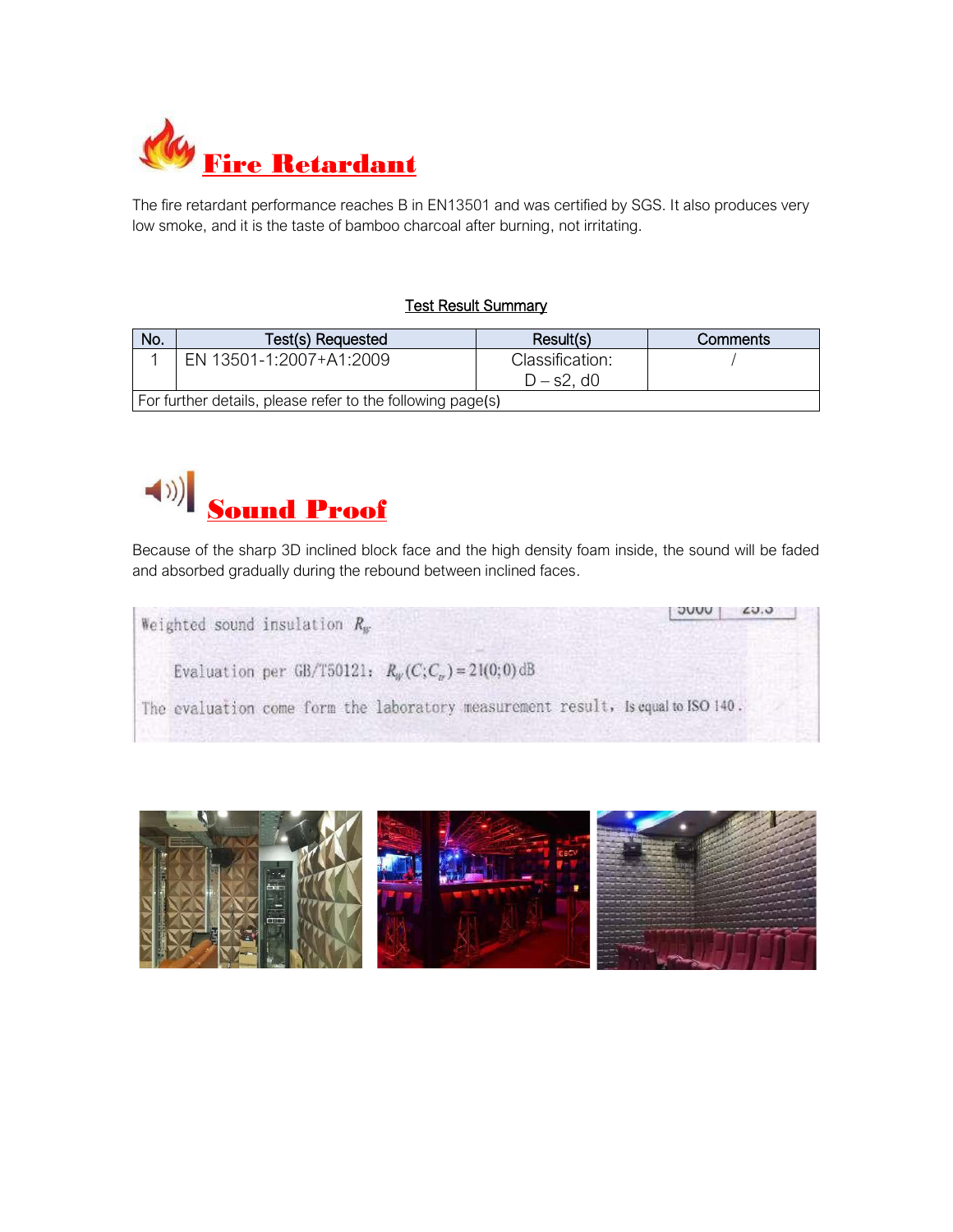## Fire Retardant

The fire retardant performance reaches B in EN13501 and was certified by SGS. It also produces very low smoke, and it is the taste of bamboo charcoal after burning, not irritating.

Test Result Summary

| No. | Test(s) Requested | Result(s) | Comments |
|---|---|---|---|
| 1 | EN 13501-1:2007+A1:2009 | Classification: D – s2, d0 | / |
| For further details, please refer to the following page(s) | | | |

## Sound Proof

Because of the sharp 3D inclined block face and the high density foam inside, the sound will be faded and absorbed gradually during the rebound between inclined faces.

| 5000 | 25.5 |
|---|---|

Weighted sound insulation $R_W$

Evaluation per GB/T50121: $R_W(C;C_{tr}) = 21(0;0)$ dB

The evaluation come form the laboratory measurement result, Is equal to ISO 140.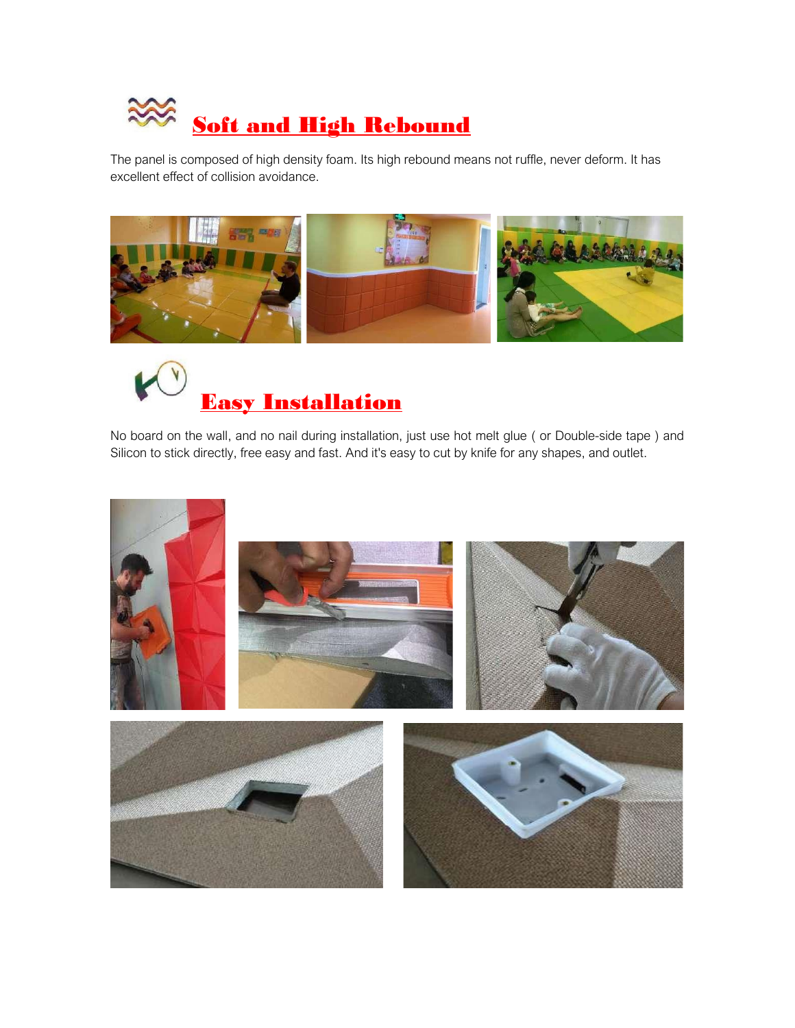## Soft and High Rebound

The panel is composed of high density foam. Its high rebound means not ruffle, never deform. It has excellent effect of collision avoidance.

## Easy Installation

No board on the wall, and no nail during installation, just use hot melt glue ( or Double-side tape ) and Silicon to stick directly, free easy and fast. And it's easy to cut by knife for any shapes, and outlet.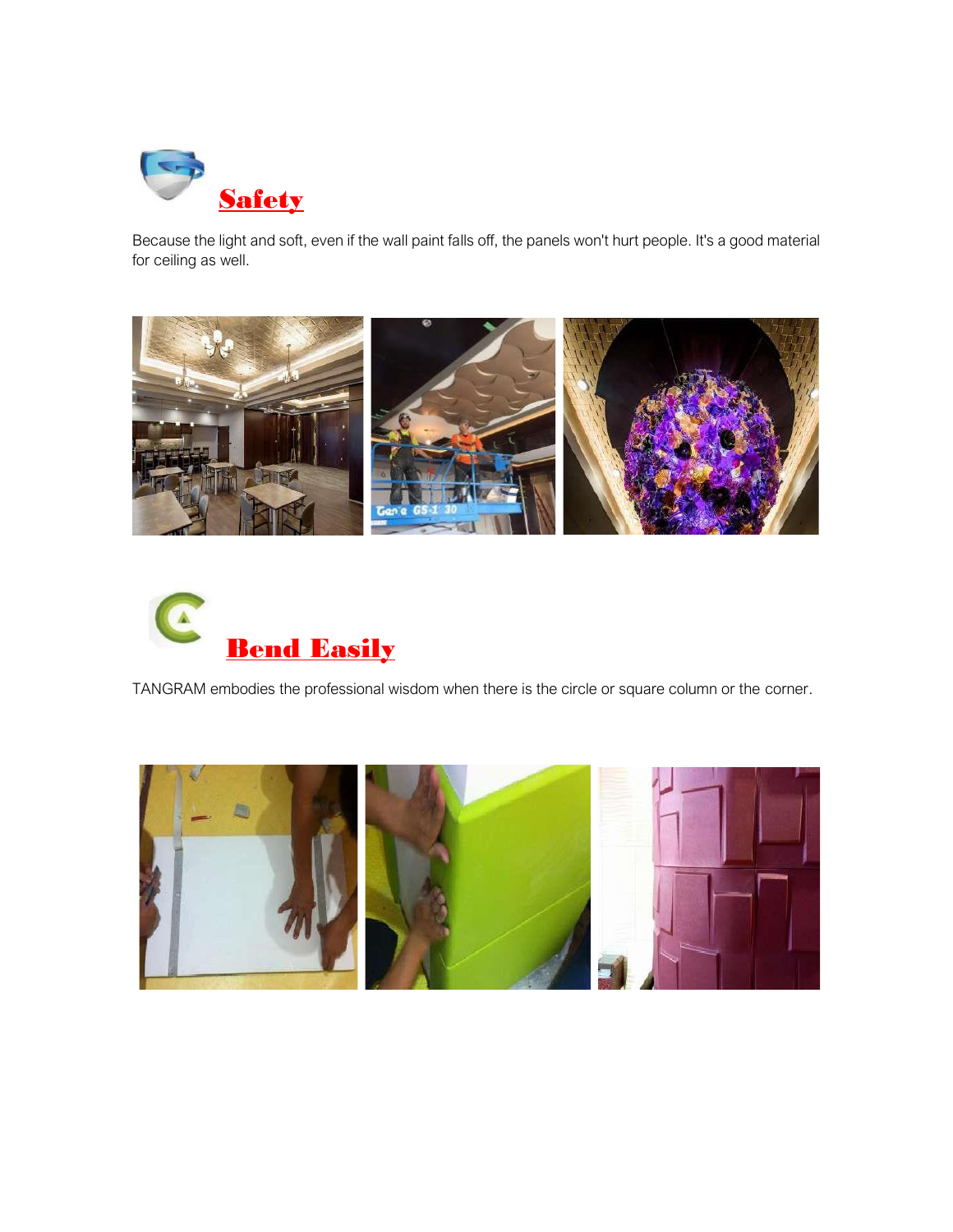## Safety

Because the light and soft, even if the wall paint falls off, the panels won't hurt people. It's a good material for ceiling as well.

## Bend Easily

TANGRAM embodies the professional wisdom when there is the circle or square column or the corner.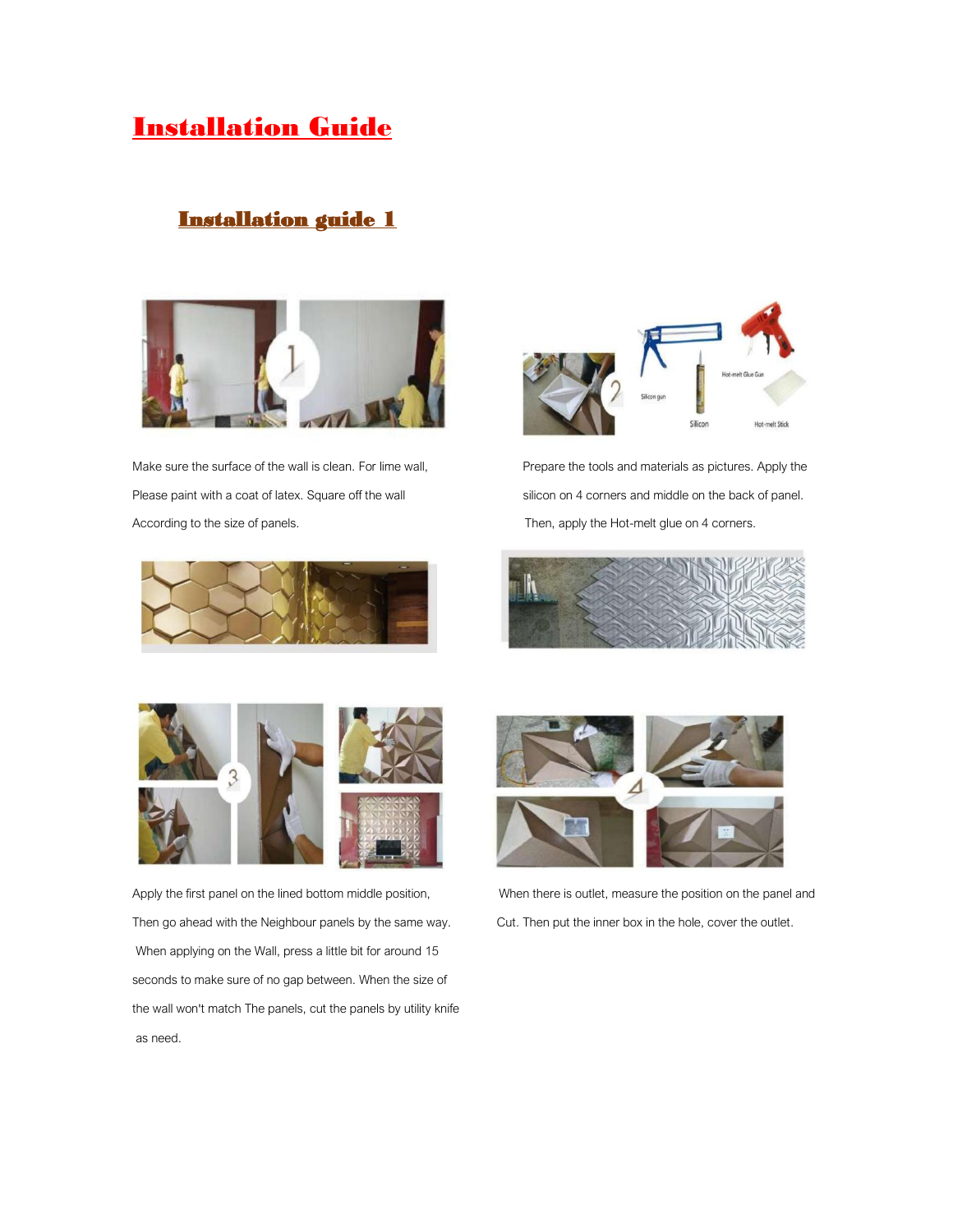# Installation Guide

## Installation guide 1

Make sure the surface of the wall is clean. For lime wall, Please paint with a coat of latex. Square off the wall According to the size of panels.

Prepare the tools and materials as pictures. Apply the silicon on 4 corners and middle on the back of panel. Then, apply the Hot-melt glue on 4 corners.

Apply the first panel on the lined bottom middle position, Then go ahead with the Neighbour panels by the same way. When applying on the Wall, press a little bit for around 15 seconds to make sure of no gap between. When the size of the wall won't match The panels, cut the panels by utility knife as need.

When there is outlet, measure the position on the panel and Cut. Then put the inner box in the hole, cover the outlet.